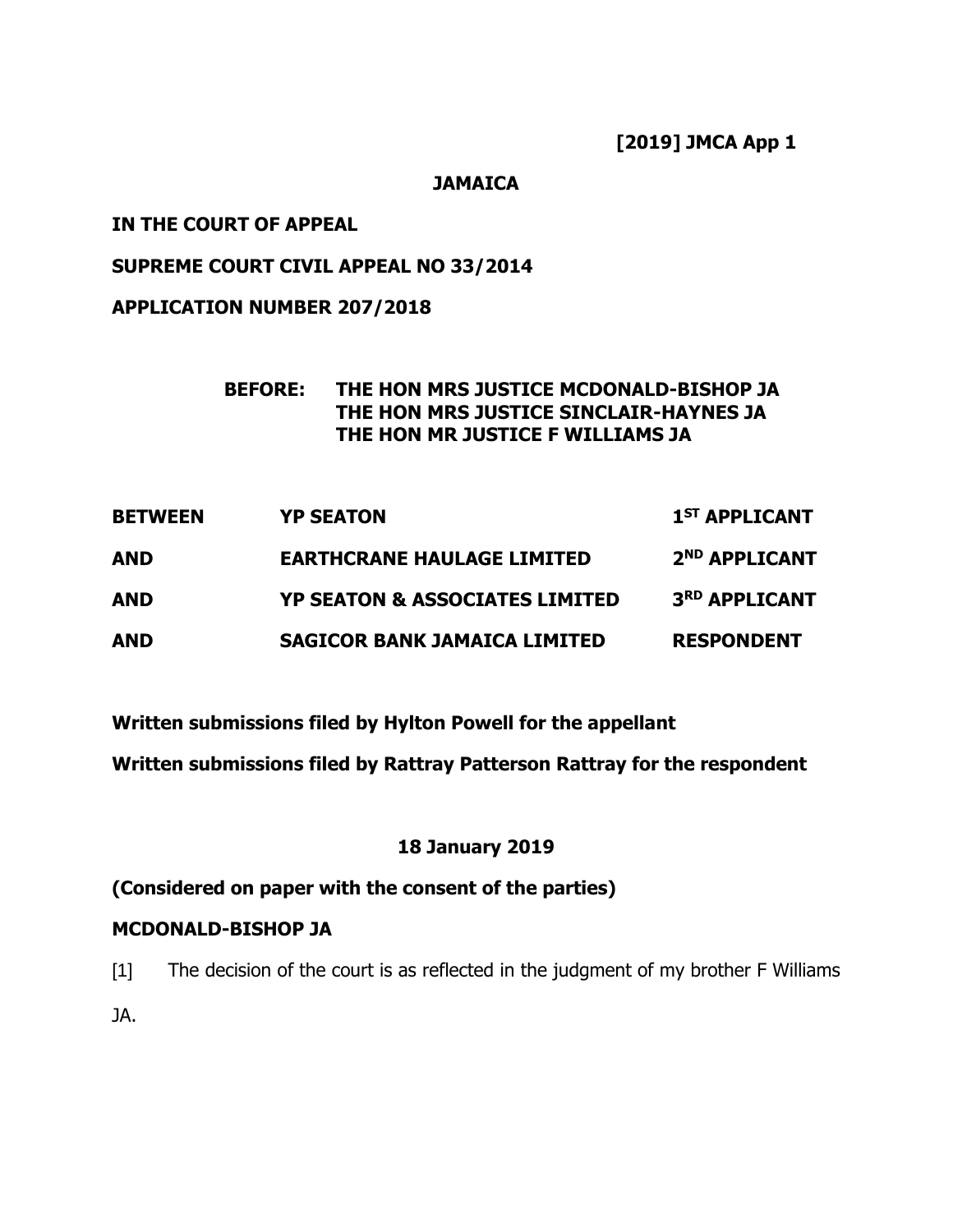**[2019] JMCA App 1**

**JAMAICA**

**IN THE COURT OF APPEAL**

**SUPREME COURT CIVIL APPEAL NO 33/2014**

**APPLICATION NUMBER 207/2018**

**BEFORE: THE HON MRS JUSTICE MCDONALD-BISHOP JA**
**THE HON MRS JUSTICE SINCLAIR-HAYNES JA**
**THE HON MR JUSTICE F WILLIAMS JA**

| | | |
|---|---|---|
| **BETWEEN** | **YP SEATON** | **1ST APPLICANT** |
| **AND** | **EARTHCRANE HAULAGE LIMITED** | **2ND APPLICANT** |
| **AND** | **YP SEATON & ASSOCIATES LIMITED** | **3RD APPLICANT** |
| **AND** | **SAGICOR BANK JAMAICA LIMITED** | **RESPONDENT** |

**Written submissions filed by Hylton Powell for the appellant**

**Written submissions filed by Rattray Patterson Rattray for the respondent**

**18 January 2019**

**(Considered on paper with the consent of the parties)**

**MCDONALD-BISHOP JA**

[1] The decision of the court is as reflected in the judgment of my brother F Williams JA.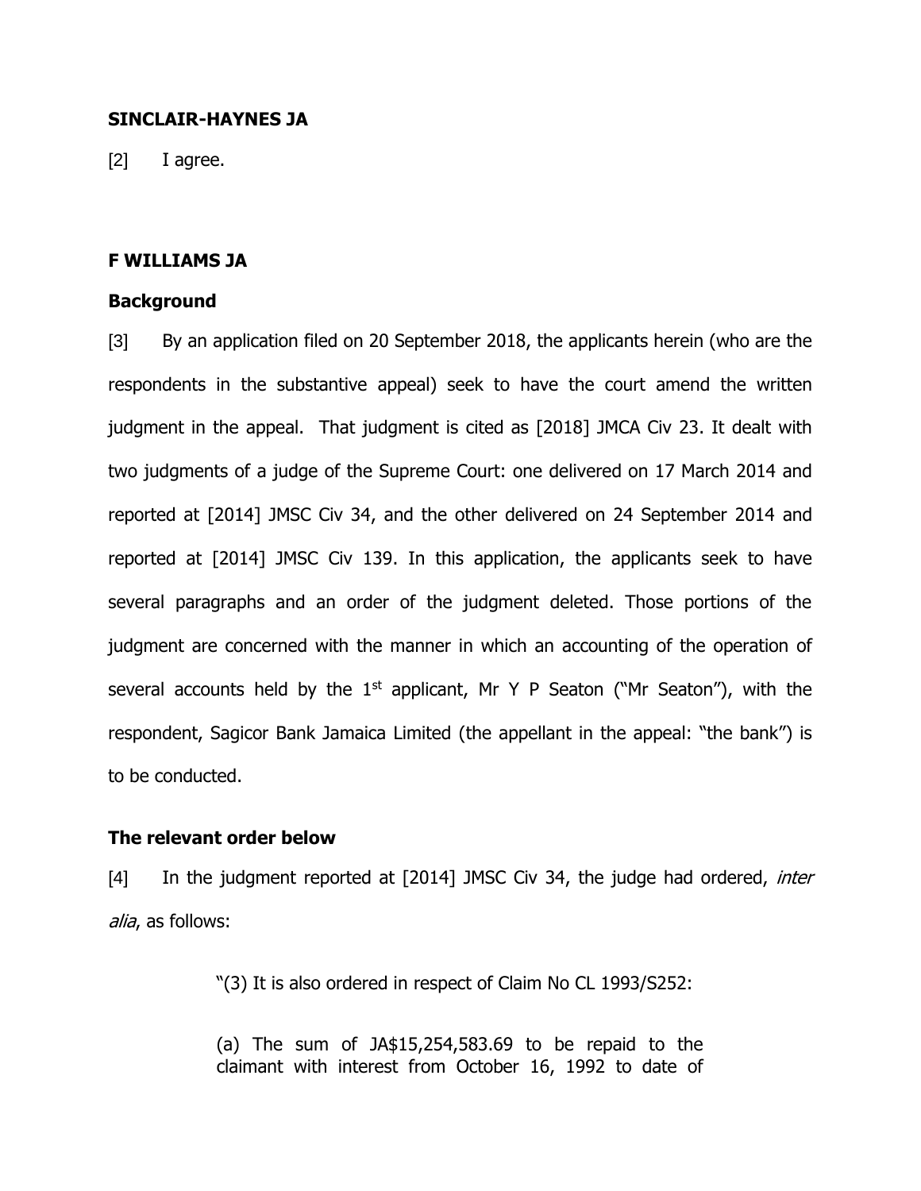**SINCLAIR-HAYNES JA**

[2] I agree.

**F WILLIAMS JA**

**Background**

[3] By an application filed on 20 September 2018, the applicants herein (who are the respondents in the substantive appeal) seek to have the court amend the written judgment in the appeal. That judgment is cited as [2018] JMCA Civ 23. It dealt with two judgments of a judge of the Supreme Court: one delivered on 17 March 2014 and reported at [2014] JMSC Civ 34, and the other delivered on 24 September 2014 and reported at [2014] JMSC Civ 139. In this application, the applicants seek to have several paragraphs and an order of the judgment deleted. Those portions of the judgment are concerned with the manner in which an accounting of the operation of several accounts held by the 1st applicant, Mr Y P Seaton ("Mr Seaton"), with the respondent, Sagicor Bank Jamaica Limited (the appellant in the appeal: "the bank") is to be conducted.

**The relevant order below**

[4] In the judgment reported at [2014] JMSC Civ 34, the judge had ordered, *inter alia*, as follows:

> "(3) It is also ordered in respect of Claim No CL 1993/S252:
>
> (a) The sum of JA$15,254,583.69 to be repaid to the claimant with interest from October 16, 1992 to date of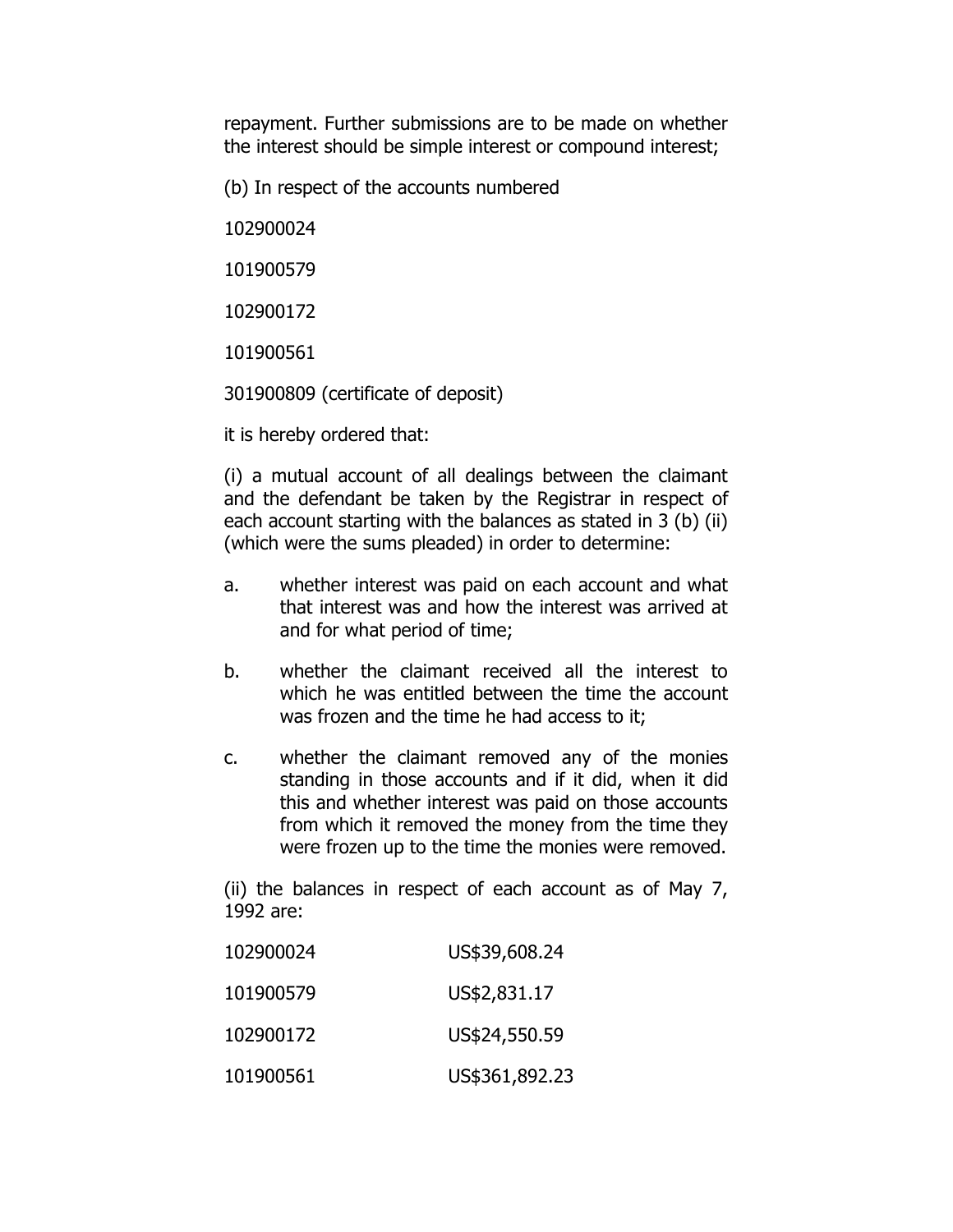repayment. Further submissions are to be made on whether the interest should be simple interest or compound interest;

(b) In respect of the accounts numbered

102900024

101900579

102900172

101900561

301900809 (certificate of deposit)

it is hereby ordered that:

(i) a mutual account of all dealings between the claimant and the defendant be taken by the Registrar in respect of each account starting with the balances as stated in 3 (b) (ii) (which were the sums pleaded) in order to determine:

a. whether interest was paid on each account and what that interest was and how the interest was arrived at and for what period of time;

b. whether the claimant received all the interest to which he was entitled between the time the account was frozen and the time he had access to it;

c. whether the claimant removed any of the monies standing in those accounts and if it did, when it did this and whether interest was paid on those accounts from which it removed the money from the time they were frozen up to the time the monies were removed.

(ii) the balances in respect of each account as of May 7, 1992 are:

| | |
|---|---|
| 102900024 | US$39,608.24 |
| 101900579 | US$2,831.17 |
| 102900172 | US$24,550.59 |
| 101900561 | US$361,892.23 |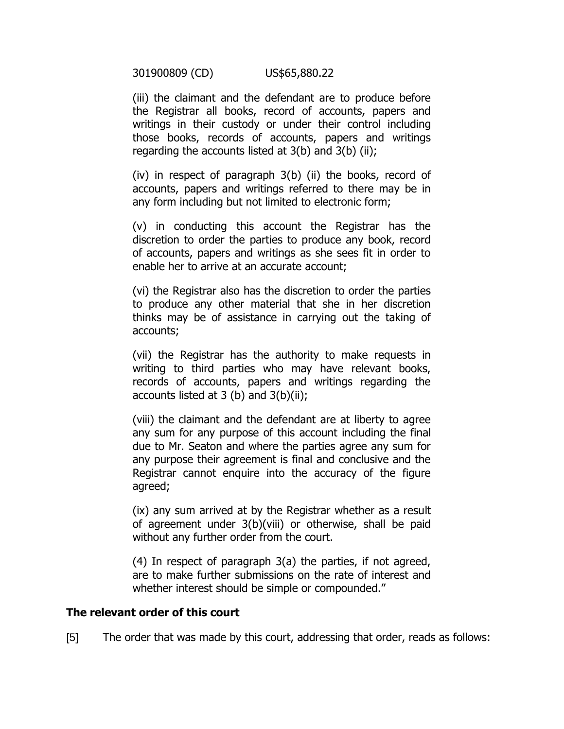301900809 (CD) US$65,880.22

(iii) the claimant and the defendant are to produce before the Registrar all books, record of accounts, papers and writings in their custody or under their control including those books, records of accounts, papers and writings regarding the accounts listed at 3(b) and 3(b) (ii);

(iv) in respect of paragraph 3(b) (ii) the books, record of accounts, papers and writings referred to there may be in any form including but not limited to electronic form;

(v) in conducting this account the Registrar has the discretion to order the parties to produce any book, record of accounts, papers and writings as she sees fit in order to enable her to arrive at an accurate account;

(vi) the Registrar also has the discretion to order the parties to produce any other material that she in her discretion thinks may be of assistance in carrying out the taking of accounts;

(vii) the Registrar has the authority to make requests in writing to third parties who may have relevant books, records of accounts, papers and writings regarding the accounts listed at 3 (b) and 3(b)(ii);

(viii) the claimant and the defendant are at liberty to agree any sum for any purpose of this account including the final due to Mr. Seaton and where the parties agree any sum for any purpose their agreement is final and conclusive and the Registrar cannot enquire into the accuracy of the figure agreed;

(ix) any sum arrived at by the Registrar whether as a result of agreement under 3(b)(viii) or otherwise, shall be paid without any further order from the court.

(4) In respect of paragraph 3(a) the parties, if not agreed, are to make further submissions on the rate of interest and whether interest should be simple or compounded."

**The relevant order of this court**

[5] The order that was made by this court, addressing that order, reads as follows: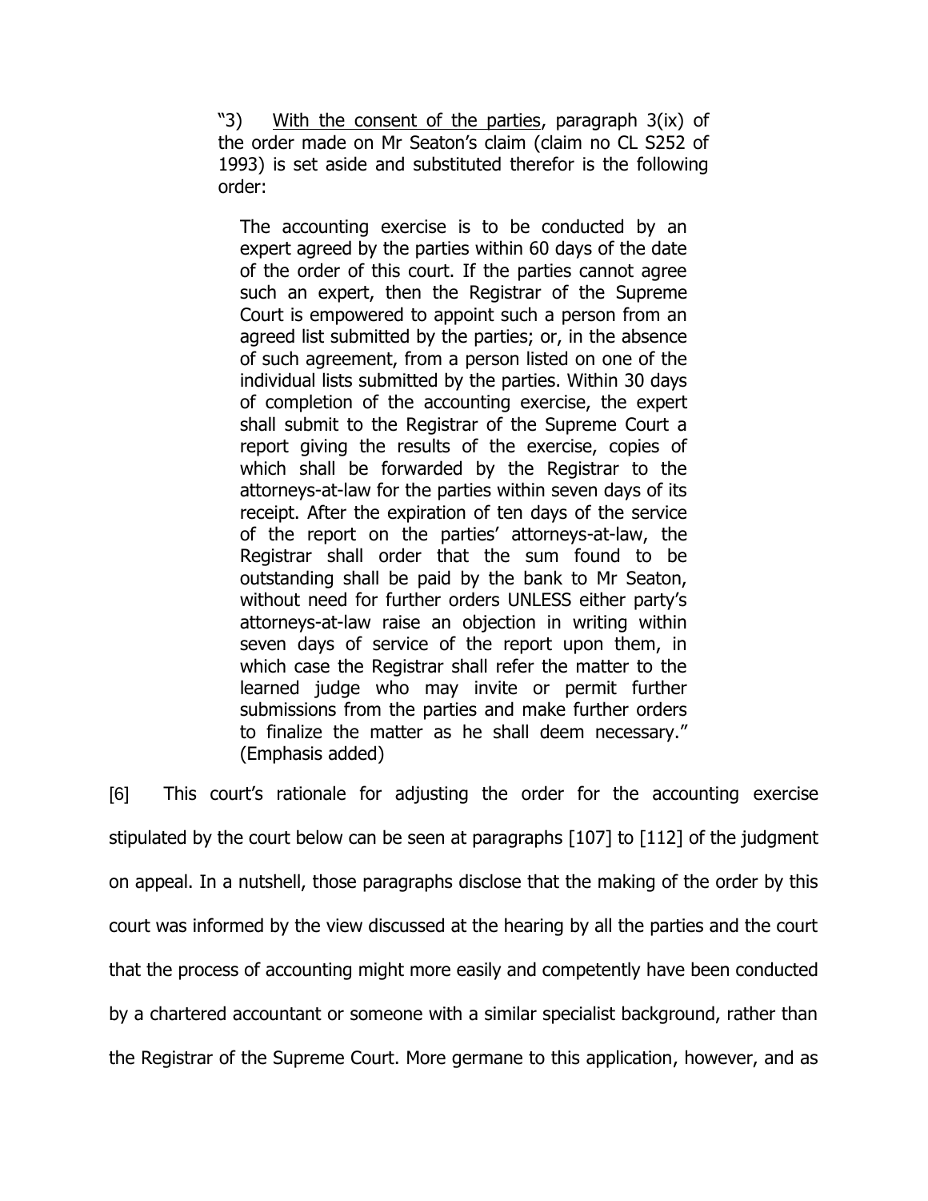"3) <u>With the consent of the parties</u>, paragraph 3(ix) of the order made on Mr Seaton's claim (claim no CL S252 of 1993) is set aside and substituted therefor is the following order:

> The accounting exercise is to be conducted by an expert agreed by the parties within 60 days of the date of the order of this court. If the parties cannot agree such an expert, then the Registrar of the Supreme Court is empowered to appoint such a person from an agreed list submitted by the parties; or, in the absence of such agreement, from a person listed on one of the individual lists submitted by the parties. Within 30 days of completion of the accounting exercise, the expert shall submit to the Registrar of the Supreme Court a report giving the results of the exercise, copies of which shall be forwarded by the Registrar to the attorneys-at-law for the parties within seven days of its receipt. After the expiration of ten days of the service of the report on the parties' attorneys-at-law, the Registrar shall order that the sum found to be outstanding shall be paid by the bank to Mr Seaton, without need for further orders UNLESS either party's attorneys-at-law raise an objection in writing within seven days of service of the report upon them, in which case the Registrar shall refer the matter to the learned judge who may invite or permit further submissions from the parties and make further orders to finalize the matter as he shall deem necessary." (Emphasis added)

[6] This court's rationale for adjusting the order for the accounting exercise stipulated by the court below can be seen at paragraphs [107] to [112] of the judgment on appeal. In a nutshell, those paragraphs disclose that the making of the order by this court was informed by the view discussed at the hearing by all the parties and the court that the process of accounting might more easily and competently have been conducted by a chartered accountant or someone with a similar specialist background, rather than the Registrar of the Supreme Court. More germane to this application, however, and as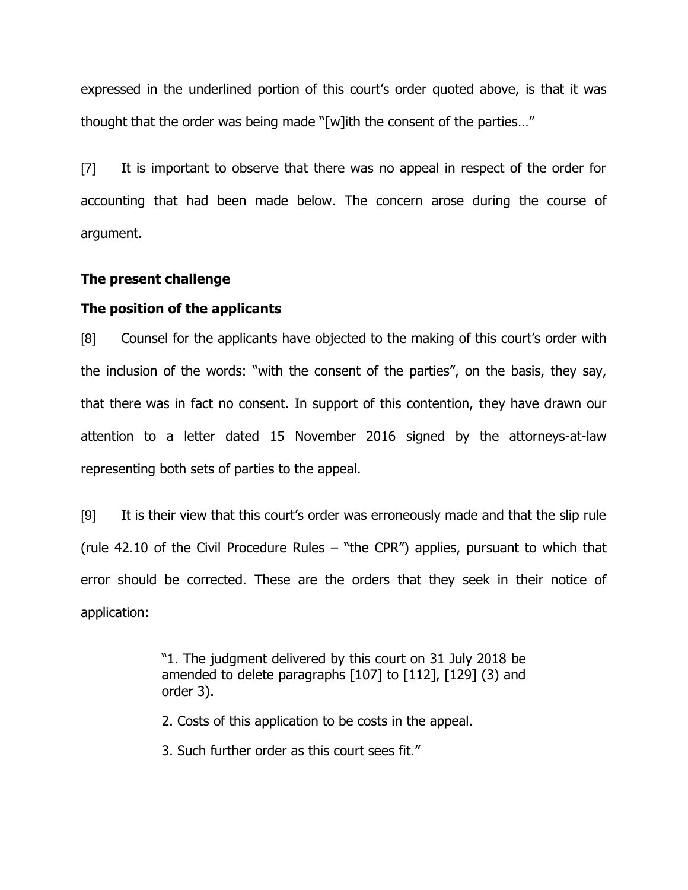expressed in the underlined portion of this court's order quoted above, is that it was thought that the order was being made "[w]ith the consent of the parties…"

[7] It is important to observe that there was no appeal in respect of the order for accounting that had been made below. The concern arose during the course of argument.

**The present challenge**

**The position of the applicants**

[8] Counsel for the applicants have objected to the making of this court's order with the inclusion of the words: "with the consent of the parties", on the basis, they say, that there was in fact no consent. In support of this contention, they have drawn our attention to a letter dated 15 November 2016 signed by the attorneys-at-law representing both sets of parties to the appeal.

[9] It is their view that this court's order was erroneously made and that the slip rule (rule 42.10 of the Civil Procedure Rules – "the CPR") applies, pursuant to which that error should be corrected. These are the orders that they seek in their notice of application:

> "1. The judgment delivered by this court on 31 July 2018 be amended to delete paragraphs [107] to [112], [129] (3) and order 3).
>
> 2. Costs of this application to be costs in the appeal.
>
> 3. Such further order as this court sees fit."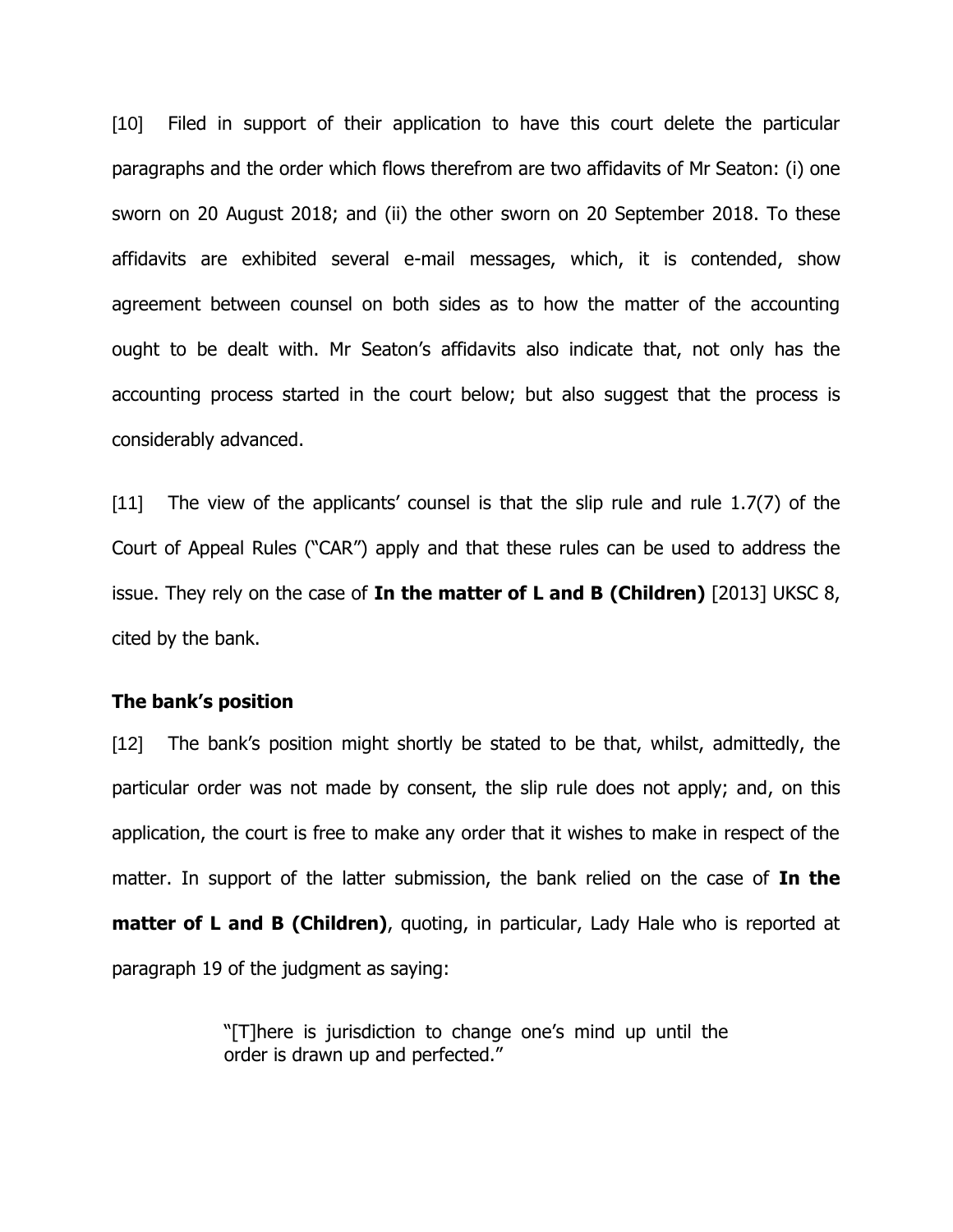[10] Filed in support of their application to have this court delete the particular paragraphs and the order which flows therefrom are two affidavits of Mr Seaton: (i) one sworn on 20 August 2018; and (ii) the other sworn on 20 September 2018. To these affidavits are exhibited several e-mail messages, which, it is contended, show agreement between counsel on both sides as to how the matter of the accounting ought to be dealt with. Mr Seaton's affidavits also indicate that, not only has the accounting process started in the court below; but also suggest that the process is considerably advanced.

[11] The view of the applicants' counsel is that the slip rule and rule 1.7(7) of the Court of Appeal Rules ("CAR") apply and that these rules can be used to address the issue. They rely on the case of **In the matter of L and B (Children)** [2013] UKSC 8, cited by the bank.

**The bank's position**

[12] The bank's position might shortly be stated to be that, whilst, admittedly, the particular order was not made by consent, the slip rule does not apply; and, on this application, the court is free to make any order that it wishes to make in respect of the matter. In support of the latter submission, the bank relied on the case of **In the matter of L and B (Children)**, quoting, in particular, Lady Hale who is reported at paragraph 19 of the judgment as saying:

> "[T]here is jurisdiction to change one's mind up until the order is drawn up and perfected."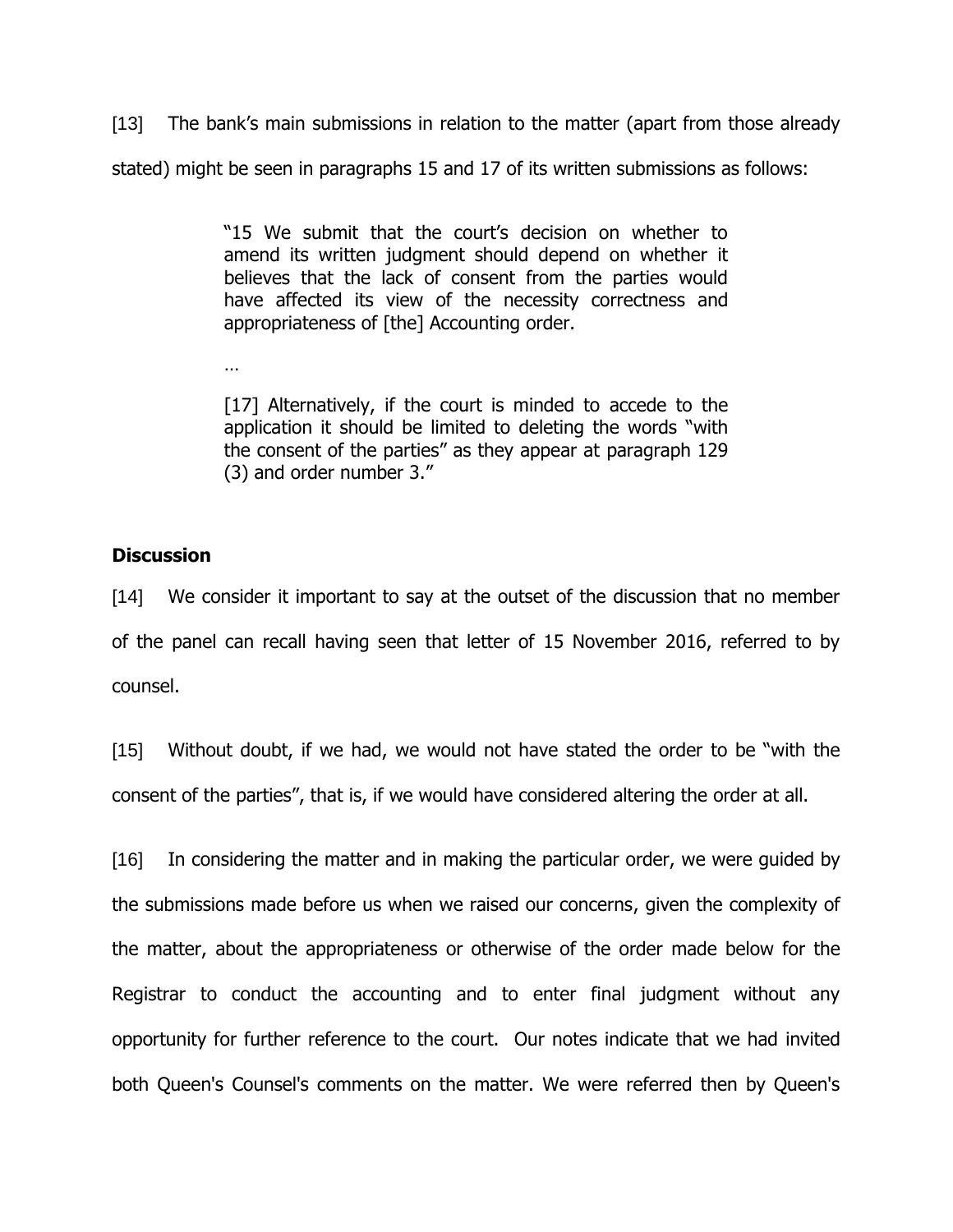[13] The bank's main submissions in relation to the matter (apart from those already stated) might be seen in paragraphs 15 and 17 of its written submissions as follows:

> "15 We submit that the court's decision on whether to amend its written judgment should depend on whether it believes that the lack of consent from the parties would have affected its view of the necessity correctness and appropriateness of [the] Accounting order.
>
> …
>
> [17] Alternatively, if the court is minded to accede to the application it should be limited to deleting the words "with the consent of the parties" as they appear at paragraph 129 (3) and order number 3."

## Discussion

[14] We consider it important to say at the outset of the discussion that no member of the panel can recall having seen that letter of 15 November 2016, referred to by counsel.

[15] Without doubt, if we had, we would not have stated the order to be "with the consent of the parties", that is, if we would have considered altering the order at all.

[16] In considering the matter and in making the particular order, we were guided by the submissions made before us when we raised our concerns, given the complexity of the matter, about the appropriateness or otherwise of the order made below for the Registrar to conduct the accounting and to enter final judgment without any opportunity for further reference to the court. Our notes indicate that we had invited both Queen's Counsel's comments on the matter. We were referred then by Queen's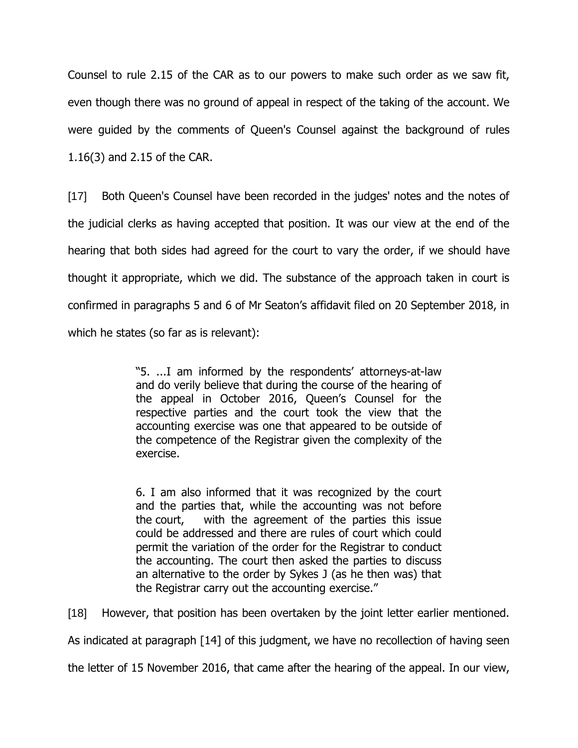Counsel to rule 2.15 of the CAR as to our powers to make such order as we saw fit, even though there was no ground of appeal in respect of the taking of the account. We were guided by the comments of Queen's Counsel against the background of rules 1.16(3) and 2.15 of the CAR.

[17] Both Queen's Counsel have been recorded in the judges' notes and the notes of the judicial clerks as having accepted that position. It was our view at the end of the hearing that both sides had agreed for the court to vary the order, if we should have thought it appropriate, which we did. The substance of the approach taken in court is confirmed in paragraphs 5 and 6 of Mr Seaton's affidavit filed on 20 September 2018, in which he states (so far as is relevant):

> "5. ...I am informed by the respondents' attorneys-at-law and do verily believe that during the course of the hearing of the appeal in October 2016, Queen's Counsel for the respective parties and the court took the view that the accounting exercise was one that appeared to be outside of the competence of the Registrar given the complexity of the exercise.
>
> 6. I am also informed that it was recognized by the court and the parties that, while the accounting was not before the court, with the agreement of the parties this issue could be addressed and there are rules of court which could permit the variation of the order for the Registrar to conduct the accounting. The court then asked the parties to discuss an alternative to the order by Sykes J (as he then was) that the Registrar carry out the accounting exercise."

[18] However, that position has been overtaken by the joint letter earlier mentioned. As indicated at paragraph [14] of this judgment, we have no recollection of having seen the letter of 15 November 2016, that came after the hearing of the appeal. In our view,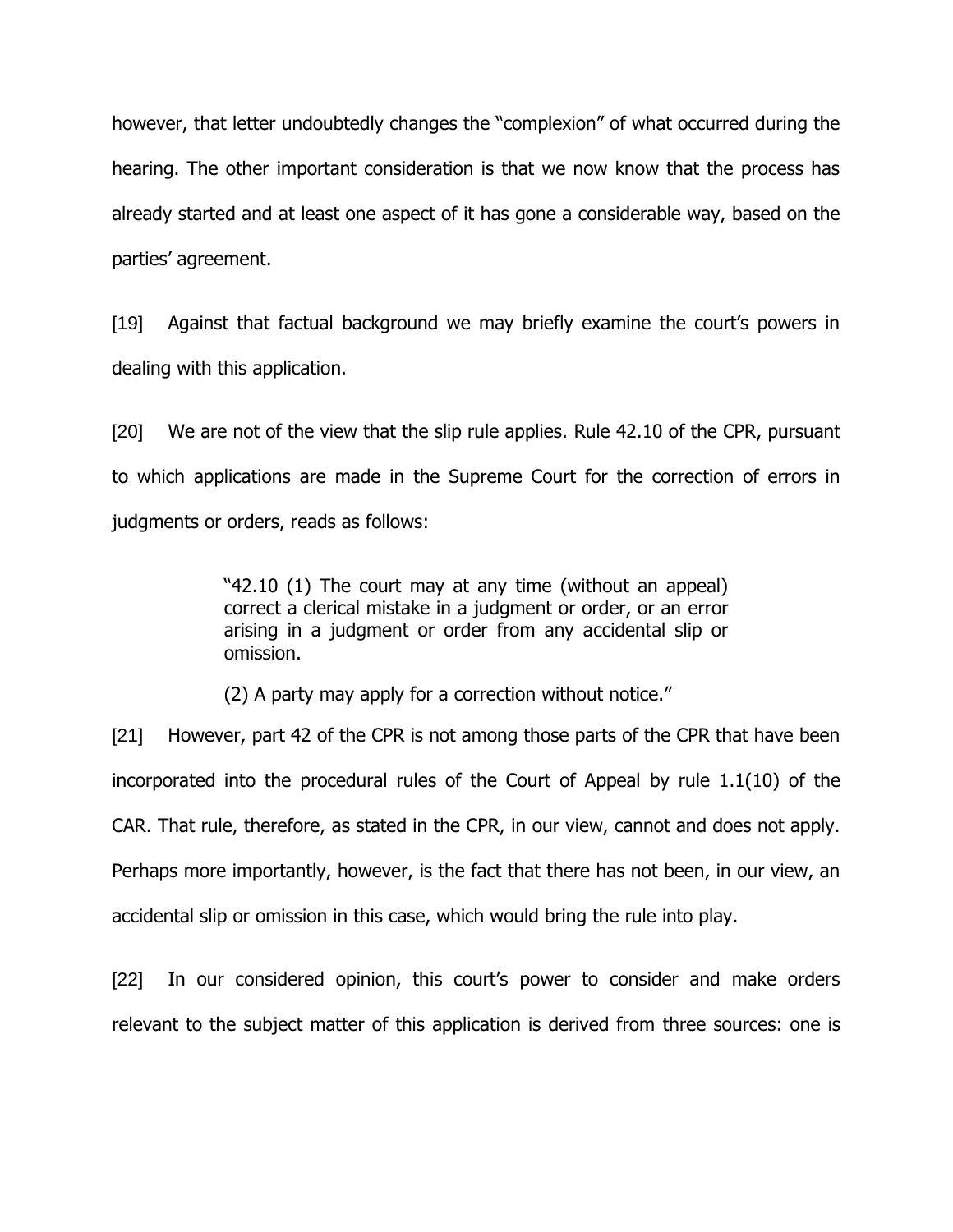however, that letter undoubtedly changes the "complexion" of what occurred during the hearing. The other important consideration is that we now know that the process has already started and at least one aspect of it has gone a considerable way, based on the parties' agreement.

[19] Against that factual background we may briefly examine the court's powers in dealing with this application.

[20] We are not of the view that the slip rule applies. Rule 42.10 of the CPR, pursuant to which applications are made in the Supreme Court for the correction of errors in judgments or orders, reads as follows:

> "42.10 (1) The court may at any time (without an appeal) correct a clerical mistake in a judgment or order, or an error arising in a judgment or order from any accidental slip or omission.
>
> (2) A party may apply for a correction without notice."

[21] However, part 42 of the CPR is not among those parts of the CPR that have been incorporated into the procedural rules of the Court of Appeal by rule 1.1(10) of the CAR. That rule, therefore, as stated in the CPR, in our view, cannot and does not apply. Perhaps more importantly, however, is the fact that there has not been, in our view, an accidental slip or omission in this case, which would bring the rule into play.

[22] In our considered opinion, this court's power to consider and make orders relevant to the subject matter of this application is derived from three sources: one is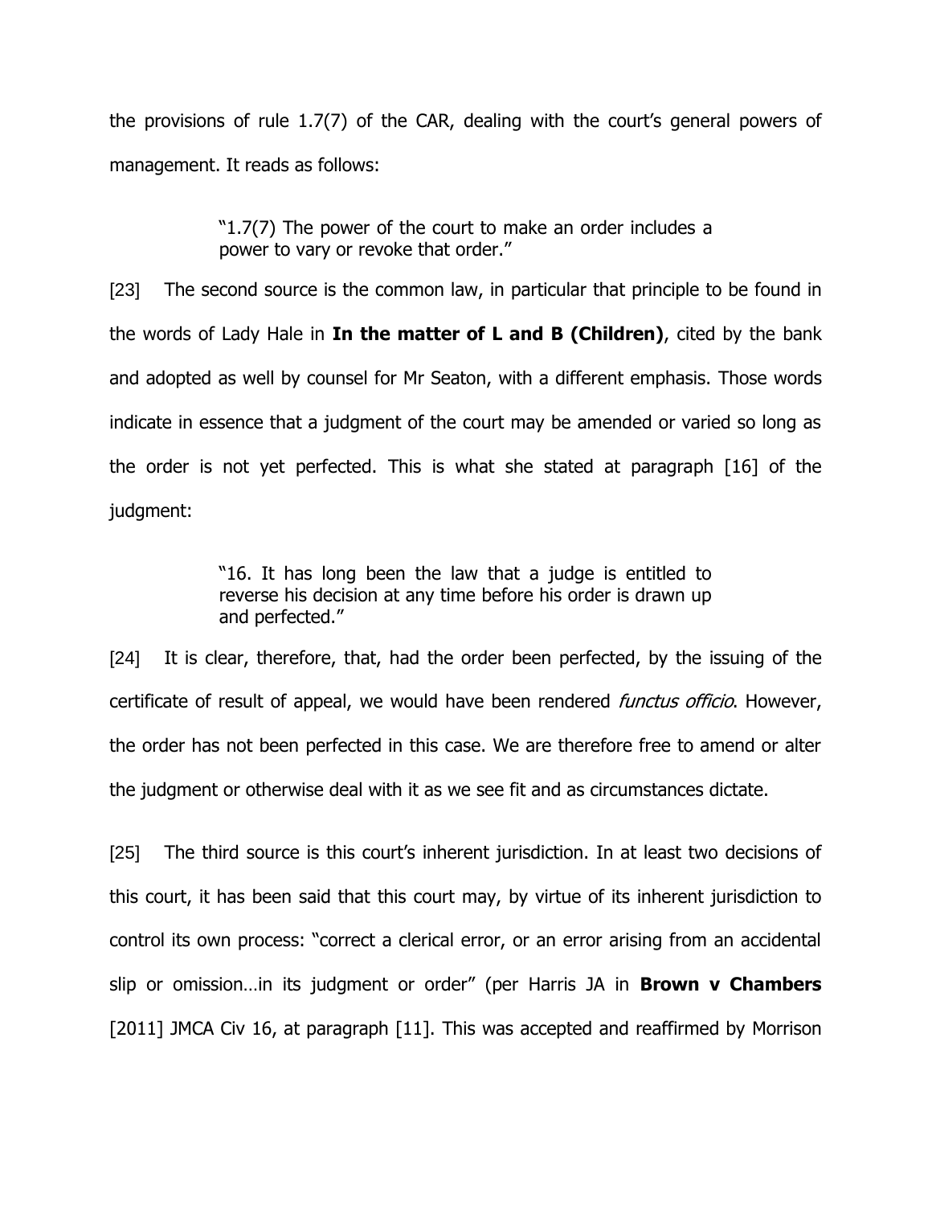the provisions of rule 1.7(7) of the CAR, dealing with the court's general powers of management. It reads as follows:

> "1.7(7) The power of the court to make an order includes a power to vary or revoke that order."

[23] The second source is the common law, in particular that principle to be found in the words of Lady Hale in **In the matter of L and B (Children)**, cited by the bank and adopted as well by counsel for Mr Seaton, with a different emphasis. Those words indicate in essence that a judgment of the court may be amended or varied so long as the order is not yet perfected. This is what she stated at paragraph [16] of the judgment:

> "16. It has long been the law that a judge is entitled to reverse his decision at any time before his order is drawn up and perfected."

[24] It is clear, therefore, that, had the order been perfected, by the issuing of the certificate of result of appeal, we would have been rendered *functus officio*. However, the order has not been perfected in this case. We are therefore free to amend or alter the judgment or otherwise deal with it as we see fit and as circumstances dictate.

[25] The third source is this court's inherent jurisdiction. In at least two decisions of this court, it has been said that this court may, by virtue of its inherent jurisdiction to control its own process: "correct a clerical error, or an error arising from an accidental slip or omission…in its judgment or order" (per Harris JA in **Brown v Chambers** [2011] JMCA Civ 16, at paragraph [11]. This was accepted and reaffirmed by Morrison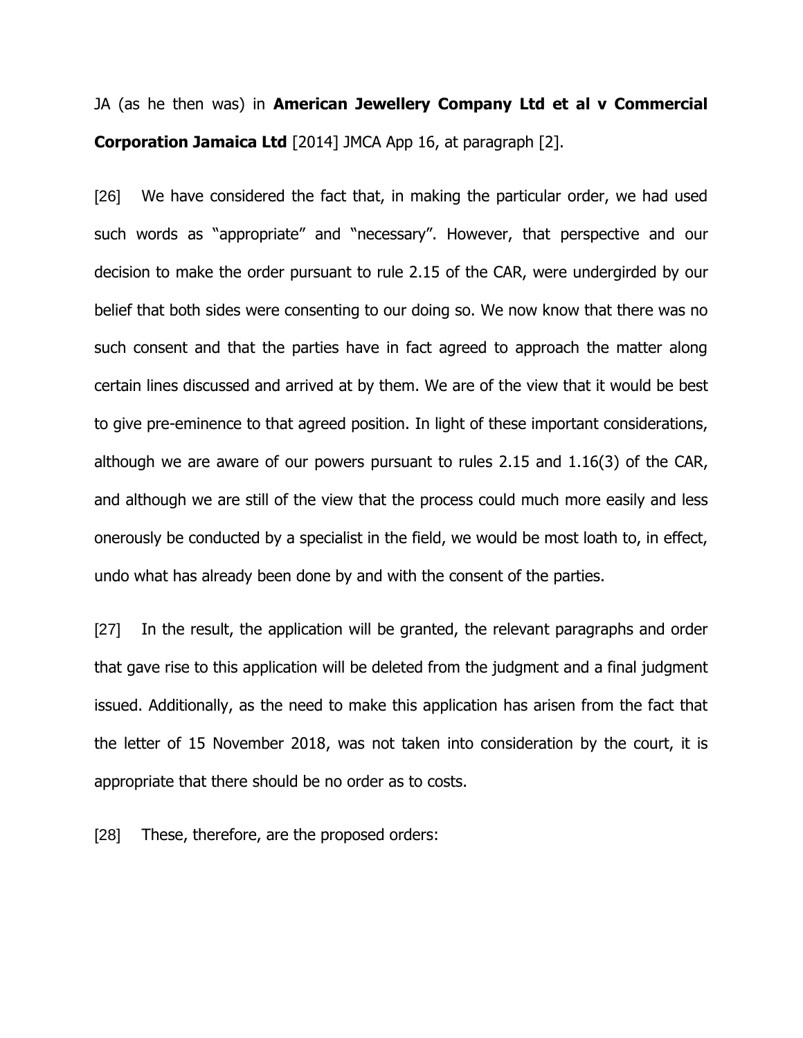JA (as he then was) in **American Jewellery Company Ltd et al v Commercial Corporation Jamaica Ltd** [2014] JMCA App 16, at paragraph [2].

[26] We have considered the fact that, in making the particular order, we had used such words as "appropriate" and "necessary". However, that perspective and our decision to make the order pursuant to rule 2.15 of the CAR, were undergirded by our belief that both sides were consenting to our doing so. We now know that there was no such consent and that the parties have in fact agreed to approach the matter along certain lines discussed and arrived at by them. We are of the view that it would be best to give pre-eminence to that agreed position. In light of these important considerations, although we are aware of our powers pursuant to rules 2.15 and 1.16(3) of the CAR, and although we are still of the view that the process could much more easily and less onerously be conducted by a specialist in the field, we would be most loath to, in effect, undo what has already been done by and with the consent of the parties.

[27] In the result, the application will be granted, the relevant paragraphs and order that gave rise to this application will be deleted from the judgment and a final judgment issued. Additionally, as the need to make this application has arisen from the fact that the letter of 15 November 2018, was not taken into consideration by the court, it is appropriate that there should be no order as to costs.

[28] These, therefore, are the proposed orders: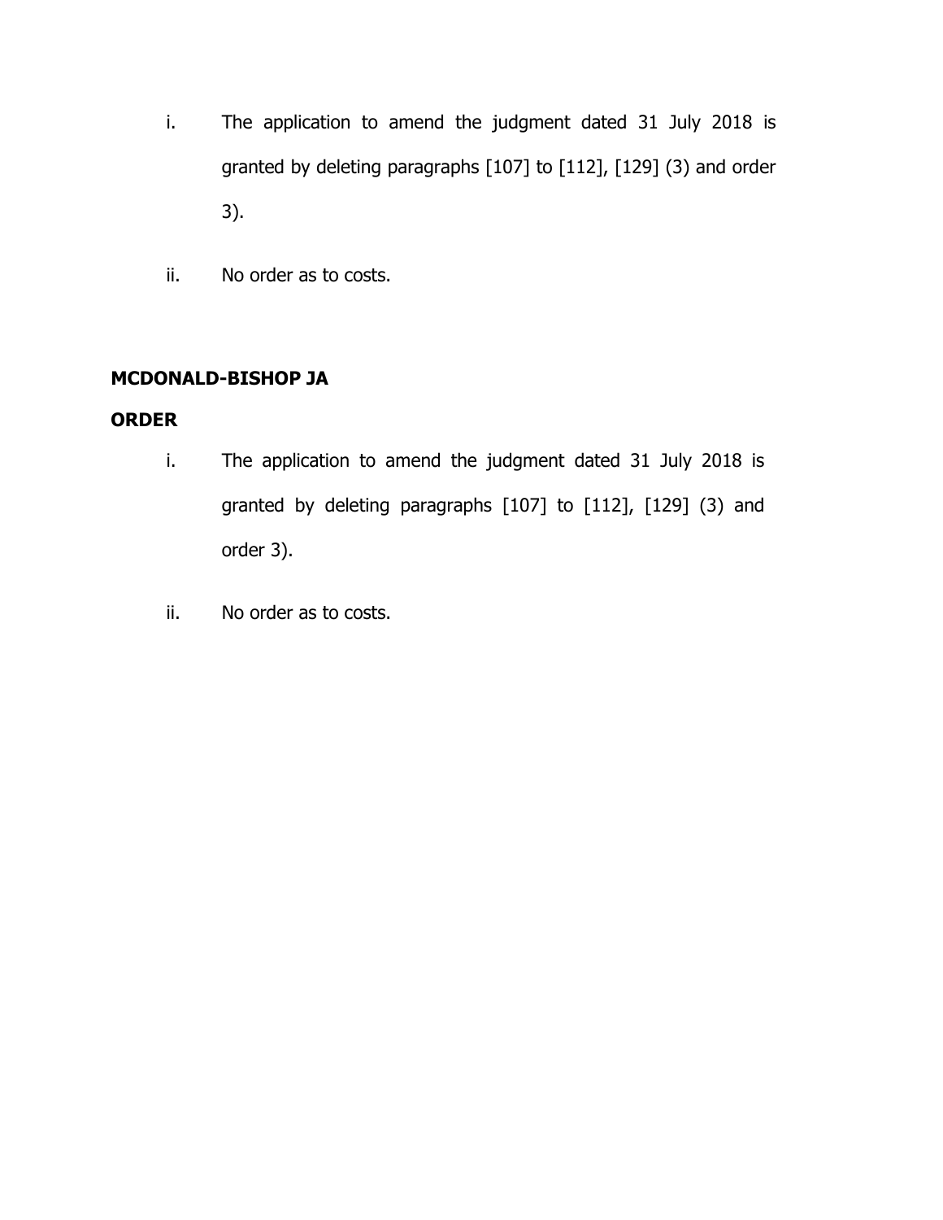i. The application to amend the judgment dated 31 July 2018 is granted by deleting paragraphs [107] to [112], [129] (3) and order 3).

ii. No order as to costs.

**MCDONALD-BISHOP JA**

**ORDER**

i. The application to amend the judgment dated 31 July 2018 is granted by deleting paragraphs [107] to [112], [129] (3) and order 3).

ii. No order as to costs.